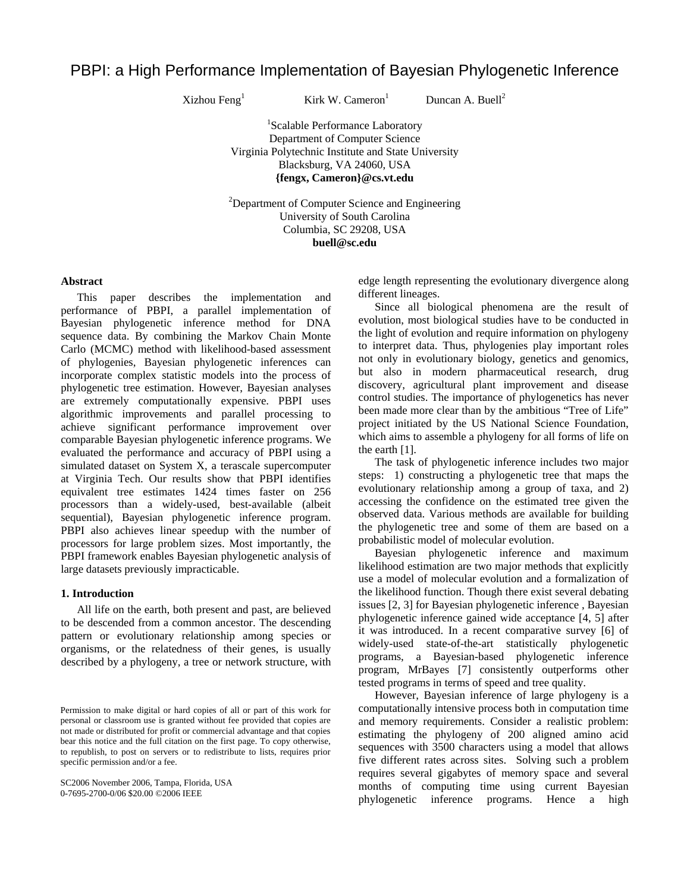# PBPI: a High Performance Implementation of Bayesian Phylogenetic Inference

Xizhou Feng[1] Kirk W. Cameron[1] Duncan A. Buell[2]

[1]Scalable Performance Laboratory
Department of Computer Science
Virginia Polytechnic Institute and State University
Blacksburg, VA 24060, USA
**{fengx, Cameron}@cs.vt.edu**

[2]Department of Computer Science and Engineering
University of South Carolina
Columbia, SC 29208, USA
**buell@sc.edu**

## Abstract

This paper describes the implementation and performance of PBPI, a parallel implementation of Bayesian phylogenetic inference method for DNA sequence data. By combining the Markov Chain Monte Carlo (MCMC) method with likelihood-based assessment of phylogenies, Bayesian phylogenetic inferences can incorporate complex statistic models into the process of phylogenetic tree estimation. However, Bayesian analyses are extremely computationally expensive. PBPI uses algorithmic improvements and parallel processing to achieve significant performance improvement over comparable Bayesian phylogenetic inference programs. We evaluated the performance and accuracy of PBPI using a simulated dataset on System X, a terascale supercomputer at Virginia Tech. Our results show that PBPI identifies equivalent tree estimates 1424 times faster on 256 processors than a widely-used, best-available (albeit sequential), Bayesian phylogenetic inference program. PBPI also achieves linear speedup with the number of processors for large problem sizes. Most importantly, the PBPI framework enables Bayesian phylogenetic analysis of large datasets previously impracticable.

## 1. Introduction

All life on the earth, both present and past, are believed to be descended from a common ancestor. The descending pattern or evolutionary relationship among species or organisms, or the relatedness of their genes, is usually described by a phylogeny, a tree or network structure, with edge length representing the evolutionary divergence along different lineages.

Since all biological phenomena are the result of evolution, most biological studies have to be conducted in the light of evolution and require information on phylogeny to interpret data. Thus, phylogenies play important roles not only in evolutionary biology, genetics and genomics, but also in modern pharmaceutical research, drug discovery, agricultural plant improvement and disease control studies. The importance of phylogenetics has never been made more clear than by the ambitious "Tree of Life" project initiated by the US National Science Foundation, which aims to assemble a phylogeny for all forms of life on the earth [1].

The task of phylogenetic inference includes two major steps: 1) constructing a phylogenetic tree that maps the evolutionary relationship among a group of taxa, and 2) accessing the confidence on the estimated tree given the observed data. Various methods are available for building the phylogenetic tree and some of them are based on a probabilistic model of molecular evolution.

Bayesian phylogenetic inference and maximum likelihood estimation are two major methods that explicitly use a model of molecular evolution and a formalization of the likelihood function. Though there exist several debating issues [2, 3] for Bayesian phylogenetic inference , Bayesian phylogenetic inference gained wide acceptance [4, 5] after it was introduced. In a recent comparative survey [6] of widely-used state-of-the-art statistically phylogenetic programs, a Bayesian-based phylogenetic inference program, MrBayes [7] consistently outperforms other tested programs in terms of speed and tree quality.

However, Bayesian inference of large phylogeny is a computationally intensive process both in computation time and memory requirements. Consider a realistic problem: estimating the phylogeny of 200 aligned amino acid sequences with 3500 characters using a model that allows five different rates across sites. Solving such a problem requires several gigabytes of memory space and several months of computing time using current Bayesian phylogenetic inference programs. Hence a high

Permission to make digital or hard copies of all or part of this work for personal or classroom use is granted without fee provided that copies are not made or distributed for profit or commercial advantage and that copies bear this notice and the full citation on the first page. To copy otherwise, to republish, to post on servers or to redistribute to lists, requires prior specific permission and/or a fee.

SC2006 November 2006, Tampa, Florida, USA
0-7695-2700-0/06 $20.00 ©2006 IEEE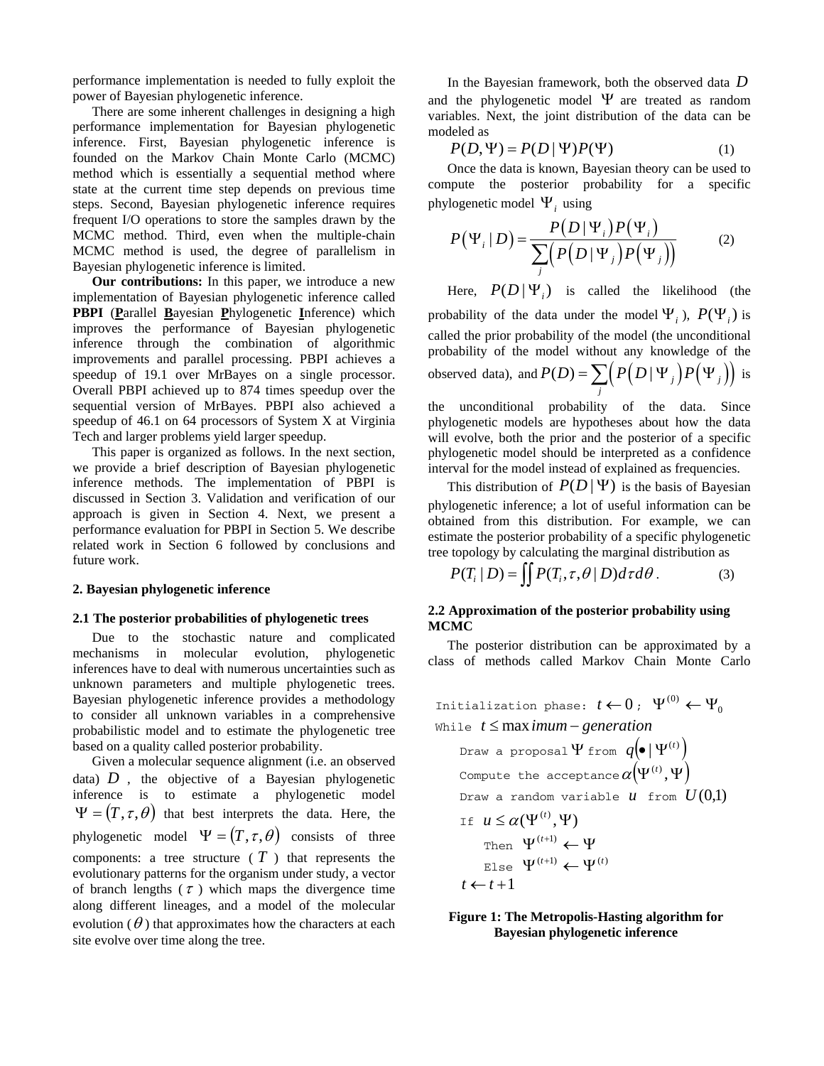performance implementation is needed to fully exploit the power of Bayesian phylogenetic inference.

There are some inherent challenges in designing a high performance implementation for Bayesian phylogenetic inference. First, Bayesian phylogenetic inference is founded on the Markov Chain Monte Carlo (MCMC) method which is essentially a sequential method where state at the current time step depends on previous time steps. Second, Bayesian phylogenetic inference requires frequent I/O operations to store the samples drawn by the MCMC method. Third, even when the multiple-chain MCMC method is used, the degree of parallelism in Bayesian phylogenetic inference is limited.

**Our contributions:** In this paper, we introduce a new implementation of Bayesian phylogenetic inference called **PBPI** (**P**arallel **B**ayesian **P**hylogenetic **I**nference) which improves the performance of Bayesian phylogenetic inference through the combination of algorithmic improvements and parallel processing. PBPI achieves a speedup of 19.1 over MrBayes on a single processor. Overall PBPI achieved up to 874 times speedup over the sequential version of MrBayes. PBPI also achieved a speedup of 46.1 on 64 processors of System X at Virginia Tech and larger problems yield larger speedup.

This paper is organized as follows. In the next section, we provide a brief description of Bayesian phylogenetic inference methods. The implementation of PBPI is discussed in Section 3. Validation and verification of our approach is given in Section 4. Next, we present a performance evaluation for PBPI in Section 5. We describe related work in Section 6 followed by conclusions and future work.

## 2. Bayesian phylogenetic inference

### 2.1 The posterior probabilities of phylogenetic trees

Due to the stochastic nature and complicated mechanisms in molecular evolution, phylogenetic inferences have to deal with numerous uncertainties such as unknown parameters and multiple phylogenetic trees. Bayesian phylogenetic inference provides a methodology to consider all unknown variables in a comprehensive probabilistic model and to estimate the phylogenetic tree based on a quality called posterior probability.

Given a molecular sequence alignment (i.e. an observed data) $D$ , the objective of a Bayesian phylogenetic inference is to estimate a phylogenetic model $\Psi = (T, \tau, \theta)$ that best interprets the data. Here, the phylogenetic model $\Psi = (T, \tau, \theta)$ consists of three components: a tree structure ( $T$ ) that represents the evolutionary patterns for the organism under study, a vector of branch lengths ( $\tau$ ) which maps the divergence time along different lineages, and a model of the molecular evolution ( $\theta$ ) that approximates how the characters at each site evolve over time along the tree.

In the Bayesian framework, both the observed data $D$ and the phylogenetic model $\Psi$ are treated as random variables. Next, the joint distribution of the data can be modeled as

$$P(D, \Psi) = P(D \mid \Psi) P(\Psi) \tag{1}$$

Once the data is known, Bayesian theory can be used to compute the posterior probability for a specific phylogenetic model $\Psi_i$ using

$$P(\Psi_i \mid D) = \frac{P(D \mid \Psi_i) P(\Psi_i)}{\sum_j \left( P(D \mid \Psi_j) P(\Psi_j) \right)} \tag{2}$$

Here, $P(D \mid \Psi_i)$ is called the likelihood (the probability of the data under the model $\Psi_i$ ), $P(\Psi_i)$ is called the prior probability of the model (the unconditional probability of the model without any knowledge of the observed data), and $P(D) = \sum_j \left( P(D \mid \Psi_j) P(\Psi_j) \right)$ is the unconditional probability of the data. Since phylogenetic models are hypotheses about how the data will evolve, both the prior and the posterior of a specific phylogenetic model should be interpreted as a confidence interval for the model instead of explained as frequencies.

This distribution of $P(D \mid \Psi)$ is the basis of Bayesian phylogenetic inference; a lot of useful information can be obtained from this distribution. For example, we can estimate the posterior probability of a specific phylogenetic tree topology by calculating the marginal distribution as

$$P(T_i \mid D) = \iint P(T_i, \tau, \theta \mid D) d\tau d\theta \,. \tag{3}$$

### 2.2 Approximation of the posterior probability using MCMC

The posterior distribution can be approximated by a class of methods called Markov Chain Monte Carlo

```
Initialization phase: t ← 0 ; Ψ^(0) ← Ψ_0
While t ≤ maximum − generation
    Draw a proposal Ψ from q(• | Ψ^(t))
    Compute the acceptance α(Ψ^(t), Ψ)
    Draw a random variable u from U(0,1)
    If u ≤ α(Ψ^(t), Ψ)
        Then Ψ^(t+1) ← Ψ
        Else Ψ^(t+1) ← Ψ^(t)
   t ← t + 1
```

**Figure 1: The Metropolis-Hasting algorithm for Bayesian phylogenetic inference**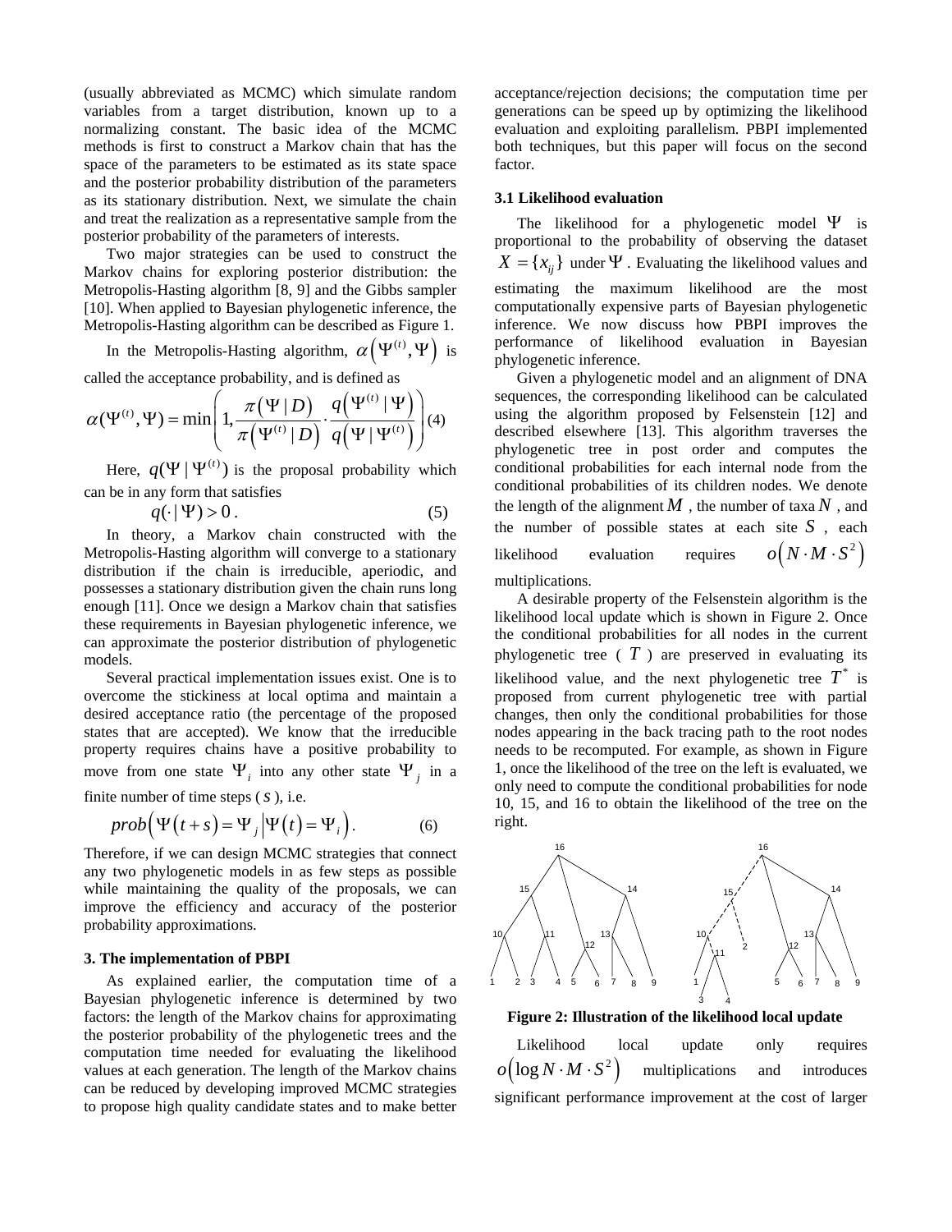(usually abbreviated as MCMC) which simulate random variables from a target distribution, known up to a normalizing constant. The basic idea of the MCMC methods is first to construct a Markov chain that has the space of the parameters to be estimated as its state space and the posterior probability distribution of the parameters as its stationary distribution. Next, we simulate the chain and treat the realization as a representative sample from the posterior probability of the parameters of interests.

Two major strategies can be used to construct the Markov chains for exploring posterior distribution: the Metropolis-Hasting algorithm [8, 9] and the Gibbs sampler [10]. When applied to Bayesian phylogenetic inference, the Metropolis-Hasting algorithm can be described as Figure 1.

In the Metropolis-Hasting algorithm, $\alpha\left(\Psi^{(t)}, \Psi\right)$ is called the acceptance probability, and is defined as

$$\alpha(\Psi^{(t)}, \Psi) = \min\left(1, \frac{\pi\left(\Psi \mid D\right)}{\pi\left(\Psi^{(t)} \mid D\right)} \cdot \frac{q\left(\Psi^{(t)} \mid \Psi\right)}{q\left(\Psi \mid \Psi^{(t)}\right)}\right) \quad (4)$$

Here, $q(\Psi \mid \Psi^{(t)})$ is the proposal probability which can be in any form that satisfies

$$q(\cdot \mid \Psi) > 0\,. \quad (5)$$

In theory, a Markov chain constructed with the Metropolis-Hasting algorithm will converge to a stationary distribution if the chain is irreducible, aperiodic, and possesses a stationary distribution given the chain runs long enough [11]. Once we design a Markov chain that satisfies these requirements in Bayesian phylogenetic inference, we can approximate the posterior distribution of phylogenetic models.

Several practical implementation issues exist. One is to overcome the stickiness at local optima and maintain a desired acceptance ratio (the percentage of the proposed states that are accepted). We know that the irreducible property requires chains have a positive probability to move from one state $\Psi_i$ into any other state $\Psi_j$ in a finite number of time steps ($s$), i.e.

$$prob\left(\Psi\left(t+s\right) = \Psi_j \middle| \Psi\left(t\right) = \Psi_i\right). \quad (6)$$

Therefore, if we can design MCMC strategies that connect any two phylogenetic models in as few steps as possible while maintaining the quality of the proposals, we can improve the efficiency and accuracy of the posterior probability approximations.

### 3. The implementation of PBPI

As explained earlier, the computation time of a Bayesian phylogenetic inference is determined by two factors: the length of the Markov chains for approximating the posterior probability of the phylogenetic trees and the computation time needed for evaluating the likelihood values at each generation. The length of the Markov chains can be reduced by developing improved MCMC strategies to propose high quality candidate states and to make better acceptance/rejection decisions; the computation time per generations can be speed up by optimizing the likelihood evaluation and exploiting parallelism. PBPI implemented both techniques, but this paper will focus on the second factor.

#### 3.1 Likelihood evaluation

The likelihood for a phylogenetic model $\Psi$ is proportional to the probability of observing the dataset $X = \{x_{ij}\}$ under $\Psi$. Evaluating the likelihood values and estimating the maximum likelihood are the most computationally expensive parts of Bayesian phylogenetic inference. We now discuss how PBPI improves the performance of likelihood evaluation in Bayesian phylogenetic inference.

Given a phylogenetic model and an alignment of DNA sequences, the corresponding likelihood can be calculated using the algorithm proposed by Felsenstein [12] and described elsewhere [13]. This algorithm traverses the phylogenetic tree in post order and computes the conditional probabilities for each internal node from the conditional probabilities of its children nodes. We denote the length of the alignment $M$, the number of taxa $N$, and the number of possible states at each site $S$, each likelihood evaluation requires $o\left(N \cdot M \cdot S^2\right)$ multiplications.

A desirable property of the Felsenstein algorithm is the likelihood local update which is shown in Figure 2. Once the conditional probabilities for all nodes in the current phylogenetic tree ($T$) are preserved in evaluating its likelihood value, and the next phylogenetic tree $T^*$ is proposed from current phylogenetic tree with partial changes, then only the conditional probabilities for those nodes appearing in the back tracing path to the root nodes needs to be recomputed. For example, as shown in Figure 1, once the likelihood of the tree on the left is evaluated, we only need to compute the conditional probabilities for node 10, 15, and 16 to obtain the likelihood of the tree on the right.

16
15
14
10
11
12
13
1 2 3 4 5 6 7 8 9

16
15
14
10
2
12
13
11
1
5 6 7 8 9
3 4

**Figure 2: Illustration of the likelihood local update**

Likelihood local update only requires $o\left(\log N \cdot M \cdot S^2\right)$ multiplications and introduces significant performance improvement at the cost of larger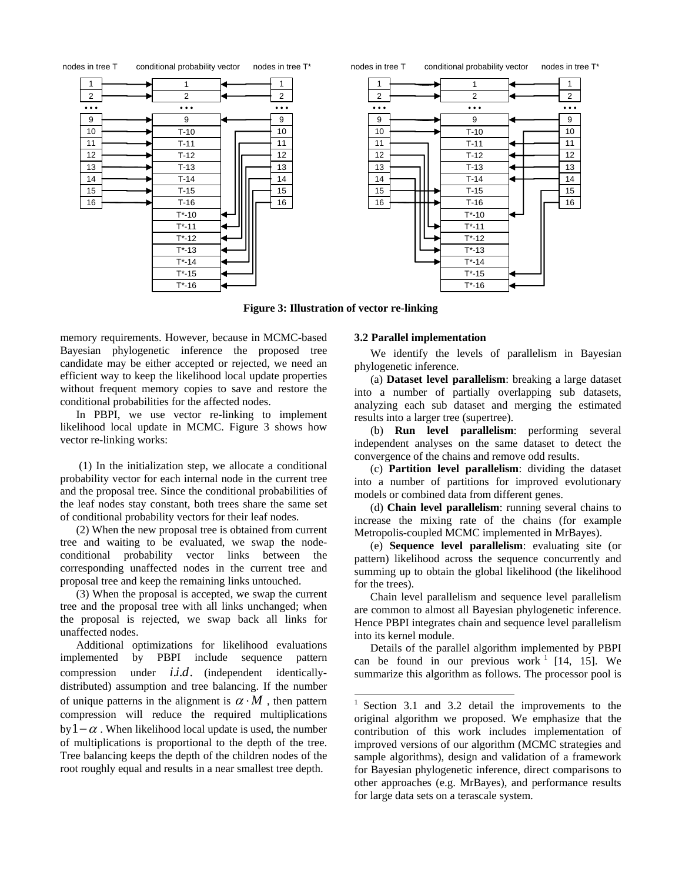nodes in tree T conditional probability vector nodes in tree T*

1, 2, ..., 9, 10, 11, 12, 13, 14, 15, 16

1, 2, ..., 9, T-10, T-11, T-12, T-13, T-14, T-15, T-16, T*-10, T*-11, T*-12, T*-13, T*-14, T*-15, T*-16

1, 2, ..., 9, 10, 11, 12, 13, 14, 15, 16

nodes in tree T conditional probability vector nodes in tree T*

1, 2, ..., 9, 10, 11, 12, 13, 14, 15, 16

1, 2, ..., 9, T-10, T-11, T-12, T-13, T-14, T-15, T-16, T*-10, T*-11, T*-12, T*-13, T*-14, T*-15, T*-16

1, 2, ..., 9, 10, 11, 12, 13, 14, 15, 16

**Figure 3: Illustration of vector re-linking**

memory requirements. However, because in MCMC-based Bayesian phylogenetic inference the proposed tree candidate may be either accepted or rejected, we need an efficient way to keep the likelihood local update properties without frequent memory copies to save and restore the conditional probabilities for the affected nodes.

In PBPI, we use vector re-linking to implement likelihood local update in MCMC. Figure 3 shows how vector re-linking works:

(1) In the initialization step, we allocate a conditional probability vector for each internal node in the current tree and the proposal tree. Since the conditional probabilities of the leaf nodes stay constant, both trees share the same set of conditional probability vectors for their leaf nodes.

(2) When the new proposal tree is obtained from current tree and waiting to be evaluated, we swap the node-conditional probability vector links between the corresponding unaffected nodes in the current tree and proposal tree and keep the remaining links untouched.

(3) When the proposal is accepted, we swap the current tree and the proposal tree with all links unchanged; when the proposal is rejected, we swap back all links for unaffected nodes.

Additional optimizations for likelihood evaluations implemented by PBPI include sequence pattern compression under *i.i.d.* (independent identically-distributed) assumption and tree balancing. If the number of unique patterns in the alignment is $\alpha \cdot M$, then pattern compression will reduce the required multiplications by $1-\alpha$. When likelihood local update is used, the number of multiplications is proportional to the depth of the tree. Tree balancing keeps the depth of the children nodes of the root roughly equal and results in a near smallest tree depth.

### 3.2 Parallel implementation

We identify the levels of parallelism in Bayesian phylogenetic inference.

(a) **Dataset level parallelism**: breaking a large dataset into a number of partially overlapping sub datasets, analyzing each sub dataset and merging the estimated results into a larger tree (supertree).

(b) **Run level parallelism**: performing several independent analyses on the same dataset to detect the convergence of the chains and remove odd results.

(c) **Partition level parallelism**: dividing the dataset into a number of partitions for improved evolutionary models or combined data from different genes.

(d) **Chain level parallelism**: running several chains to increase the mixing rate of the chains (for example Metropolis-coupled MCMC implemented in MrBayes).

(e) **Sequence level parallelism**: evaluating site (or pattern) likelihood across the sequence concurrently and summing up to obtain the global likelihood (the likelihood for the trees).

Chain level parallelism and sequence level parallelism are common to almost all Bayesian phylogenetic inference. Hence PBPI integrates chain and sequence level parallelism into its kernel module.

Details of the parallel algorithm implemented by PBPI can be found in our previous work [1] [14, 15]. We summarize this algorithm as follows. The processor pool is

[1] Section 3.1 and 3.2 detail the improvements to the original algorithm we proposed. We emphasize that the contribution of this work includes implementation of improved versions of our algorithm (MCMC strategies and sample algorithms), design and validation of a framework for Bayesian phylogenetic inference, direct comparisons to other approaches (e.g. MrBayes), and performance results for large data sets on a terascale system.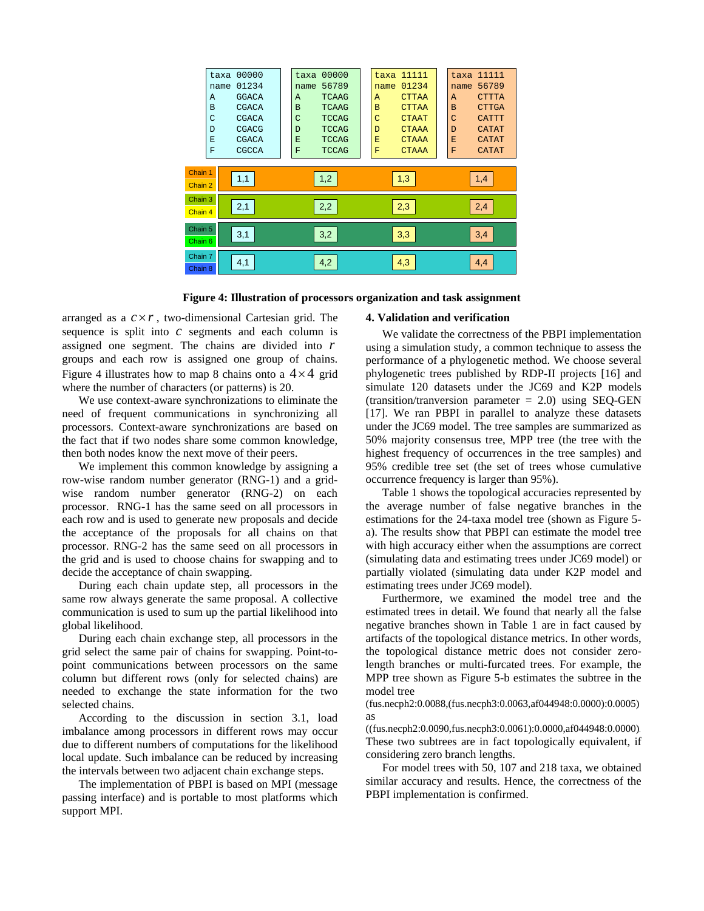taxa 00000
name 01234
A GGACA
B CGACA
C CGACA
D CGACG
E CGACA
F CGCCA

taxa 00000
name 56789
A TCAAG
B TCAAG
C TCCAG
D TCCAG
E TCCAG
F TCCAG

taxa 11111
name 01234
A CTTAA
B CTTAA
C CTAAT
D CTAAA
E CTAAA
F CTAAA

taxa 11111
name 56789
A CTTTA
B CTTGA
C CATTT
D CATAT
E CATAT
F CATAT

Chain 1
Chain 2
1,1 1,2 1,3 1,4
Chain 3
Chain 4
2,1 2,2 2,3 2,4
Chain 5
Chain 6
3,1 3,2 3,3 3,4
Chain 7
Chain 8
4,1 4,2 4,3 4,4

**Figure 4: Illustration of processors organization and task assignment**

arranged as a $c \times r$, two-dimensional Cartesian grid. The sequence is split into $c$ segments and each column is assigned one segment. The chains are divided into $r$ groups and each row is assigned one group of chains. Figure 4 illustrates how to map 8 chains onto a $4 \times 4$ grid where the number of characters (or patterns) is 20.

We use context-aware synchronizations to eliminate the need of frequent communications in synchronizing all processors. Context-aware synchronizations are based on the fact that if two nodes share some common knowledge, then both nodes know the next move of their peers.

We implement this common knowledge by assigning a row-wise random number generator (RNG-1) and a grid-wise random number generator (RNG-2) on each processor. RNG-1 has the same seed on all processors in each row and is used to generate new proposals and decide the acceptance of the proposals for all chains on that processor. RNG-2 has the same seed for all processors in the grid and is used to choose chains for swapping and to decide the acceptance of chain swapping.

During each chain update step, all processors in the same row always generate the same proposal. A collective communication is used to sum up the partial likelihood into global likelihood.

During each chain exchange step, all processors in the grid select the same pair of chains for swapping. Point-to-point communications between processors on the same column but different rows (only for selected chains) are needed to exchange the state information for the two selected chains.

According to the discussion in section 3.1, load imbalance among processors in different rows may occur due to different numbers of computations for the likelihood local update. Such imbalance can be reduced by increasing the intervals between two adjacent chain exchange steps.

The implementation of PBPI is based on MPI (message passing interface) and is portable to most platforms which support MPI.

## 4. Validation and verification

We validate the correctness of the PBPI implementation using a simulation study, a common technique to assess the performance of a phylogenetic method. We choose several phylogenetic trees published by RDP-II projects [16] and simulate 120 datasets under the JC69 and K2P models (transition/tranversion parameter = 2.0) using SEQ-GEN [17]. We ran PBPI in parallel to analyze these datasets under the JC69 model. The tree samples are summarized as 50% majority consensus tree, MPP tree (the tree with the highest frequency of occurrences in the tree samples) and 95% credible tree set (the set of trees whose cumulative occurrence frequency is larger than 95%).

Table 1 shows the topological accuracies represented by the average number of false negative branches in the estimations for the 24-taxa model tree (shown as Figure 5-a). The results show that PBPI can estimate the model tree with high accuracy either when the assumptions are correct (simulating data and estimating trees under JC69 model) or partially violated (simulating data under K2P model and estimating trees under JC69 model).

Furthermore, we examined the model tree and the estimated trees in detail. We found that nearly all the false negative branches shown in Table 1 are in fact caused by artifacts of the topological distance metrics. In other words, the topological distance metric does not consider zero-length branches or multi-furcated trees. For example, the MPP tree shown as Figure 5-b estimates the subtree in the model tree

(fus.necph2:0.0088,(fus.necph3:0.0063,af044948:0.0000):0.0005) as

((fus.necph2:0.0090,fus.necph3:0.0061):0.0000,af044948:0.0000). These two subtrees are in fact topologically equivalent, if considering zero branch lengths.

For model trees with 50, 107 and 218 taxa, we obtained similar accuracy and results. Hence, the correctness of the PBPI implementation is confirmed.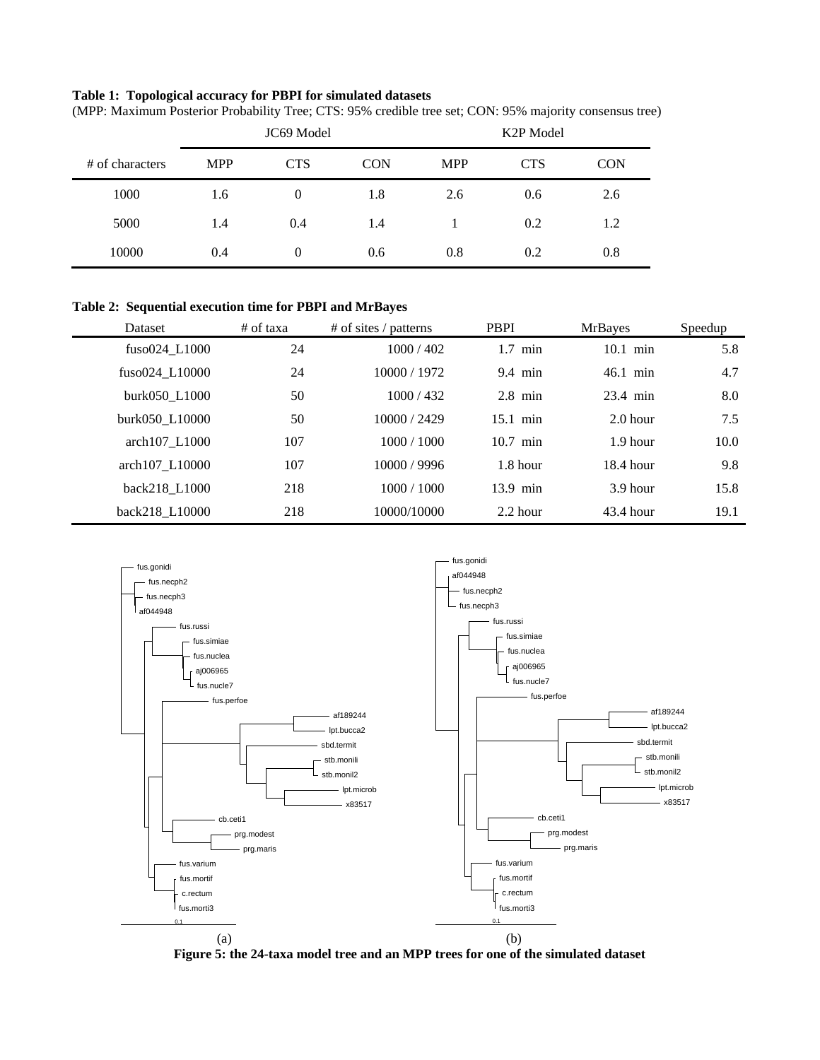**Table 1: Topological accuracy for PBPI for simulated datasets**
(MPP: Maximum Posterior Probability Tree; CTS: 95% credible tree set; CON: 95% majority consensus tree)

| | JC69 Model | | | K2P Model | | |
|---|---|---|---|---|---|---|
| # of characters | MPP | CTS | CON | MPP | CTS | CON |
| 1000 | 1.6 | 0 | 1.8 | 2.6 | 0.6 | 2.6 |
| 5000 | 1.4 | 0.4 | 1.4 | 1 | 0.2 | 1.2 |
| 10000 | 0.4 | 0 | 0.6 | 0.8 | 0.2 | 0.8 |

**Table 2: Sequential execution time for PBPI and MrBayes**

| Dataset | # of taxa | # of sites / patterns | PBPI | MrBayes | Speedup |
|---|---|---|---|---|---|
| fuso024_L1000 | 24 | 1000 / 402 | 1.7 min | 10.1 min | 5.8 |
| fuso024_L10000 | 24 | 10000 / 1972 | 9.4 min | 46.1 min | 4.7 |
| burk050_L1000 | 50 | 1000 / 432 | 2.8 min | 23.4 min | 8.0 |
| burk050_L10000 | 50 | 10000 / 2429 | 15.1 min | 2.0 hour | 7.5 |
| arch107_L1000 | 107 | 1000 / 1000 | 10.7 min | 1.9 hour | 10.0 |
| arch107_L10000 | 107 | 10000 / 9996 | 1.8 hour | 18.4 hour | 9.8 |
| back218_L1000 | 218 | 1000 / 1000 | 13.9 min | 3.9 hour | 15.8 |
| back218_L10000 | 218 | 10000/10000 | 2.2 hour | 43.4 hour | 19.1 |

(a)

fus.gonidi
fus.necph2
fus.necph3
af044948
fus.russi
fus.simiae
fus.nuclea
aj006965
fus.nucle7
fus.perfoe
af189244
lpt.bucca2
sbd.termit
stb.monili
stb.monil2
lpt.microb
x83517
cb.ceti1
prg.modest
prg.maris
fus.varium
fus.mortif
c.rectum
fus.morti3
0.1

(b)

fus.gonidi
af044948
fus.necph2
fus.necph3
fus.russi
fus.simiae
fus.nuclea
aj006965
fus.nucle7
fus.perfoe
af189244
lpt.bucca2
sbd.termit
stb.monili
stb.monil2
lpt.microb
x83517
cb.ceti1
prg.modest
prg.maris
fus.varium
fus.mortif
c.rectum
fus.morti3
0.1

**Figure 5: the 24-taxa model tree and an MPP trees for one of the simulated dataset**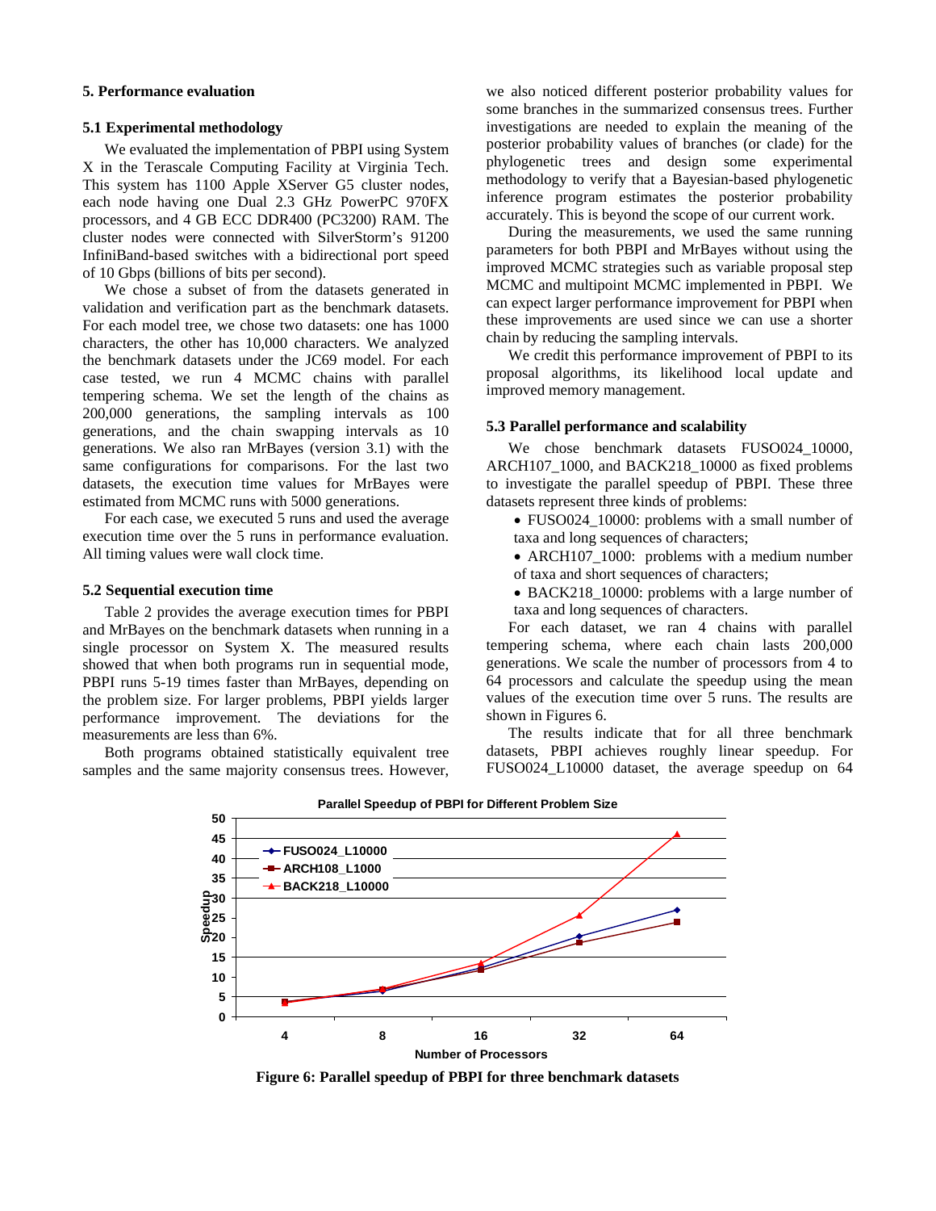## 5. Performance evaluation

### 5.1 Experimental methodology

We evaluated the implementation of PBPI using System X in the Terascale Computing Facility at Virginia Tech. This system has 1100 Apple XServer G5 cluster nodes, each node having one Dual 2.3 GHz PowerPC 970FX processors, and 4 GB ECC DDR400 (PC3200) RAM. The cluster nodes were connected with SilverStorm's 91200 InfiniBand-based switches with a bidirectional port speed of 10 Gbps (billions of bits per second).

We chose a subset of from the datasets generated in validation and verification part as the benchmark datasets. For each model tree, we chose two datasets: one has 1000 characters, the other has 10,000 characters. We analyzed the benchmark datasets under the JC69 model. For each case tested, we run 4 MCMC chains with parallel tempering schema. We set the length of the chains as 200,000 generations, the sampling intervals as 100 generations, and the chain swapping intervals as 10 generations. We also ran MrBayes (version 3.1) with the same configurations for comparisons. For the last two datasets, the execution time values for MrBayes were estimated from MCMC runs with 5000 generations.

For each case, we executed 5 runs and used the average execution time over the 5 runs in performance evaluation. All timing values were wall clock time.

### 5.2 Sequential execution time

Table 2 provides the average execution times for PBPI and MrBayes on the benchmark datasets when running in a single processor on System X. The measured results showed that when both programs run in sequential mode, PBPI runs 5-19 times faster than MrBayes, depending on the problem size. For larger problems, PBPI yields larger performance improvement. The deviations for the measurements are less than 6%.

Both programs obtained statistically equivalent tree samples and the same majority consensus trees. However, we also noticed different posterior probability values for some branches in the summarized consensus trees. Further investigations are needed to explain the meaning of the posterior probability values of branches (or clade) for the phylogenetic trees and design some experimental methodology to verify that a Bayesian-based phylogenetic inference program estimates the posterior probability accurately. This is beyond the scope of our current work.

During the measurements, we used the same running parameters for both PBPI and MrBayes without using the improved MCMC strategies such as variable proposal step MCMC and multipoint MCMC implemented in PBPI. We can expect larger performance improvement for PBPI when these improvements are used since we can use a shorter chain by reducing the sampling intervals.

We credit this performance improvement of PBPI to its proposal algorithms, its likelihood local update and improved memory management.

### 5.3 Parallel performance and scalability

We chose benchmark datasets FUSO024_10000, ARCH107_1000, and BACK218_10000 as fixed problems to investigate the parallel speedup of PBPI. These three datasets represent three kinds of problems:

- FUSO024_10000: problems with a small number of taxa and long sequences of characters;
- ARCH107_1000: problems with a medium number of taxa and short sequences of characters;
- BACK218_10000: problems with a large number of taxa and long sequences of characters.

For each dataset, we ran 4 chains with parallel tempering schema, where each chain lasts 200,000 generations. We scale the number of processors from 4 to 64 processors and calculate the speedup using the mean values of the execution time over 5 runs. The results are shown in Figures 6.

The results indicate that for all three benchmark datasets, PBPI achieves roughly linear speedup. For FUSO024_L10000 dataset, the average speedup on 64

Parallel Speedup of PBPI for Different Problem Size

Speedup: 0, 5, 10, 15, 20, 25, 30, 35, 40, 45, 50

Number of Processors: 4, 8, 16, 32, 64

FUSO024_L10000
ARCH108_L1000
BACK218_L10000

**Figure 6: Parallel speedup of PBPI for three benchmark datasets**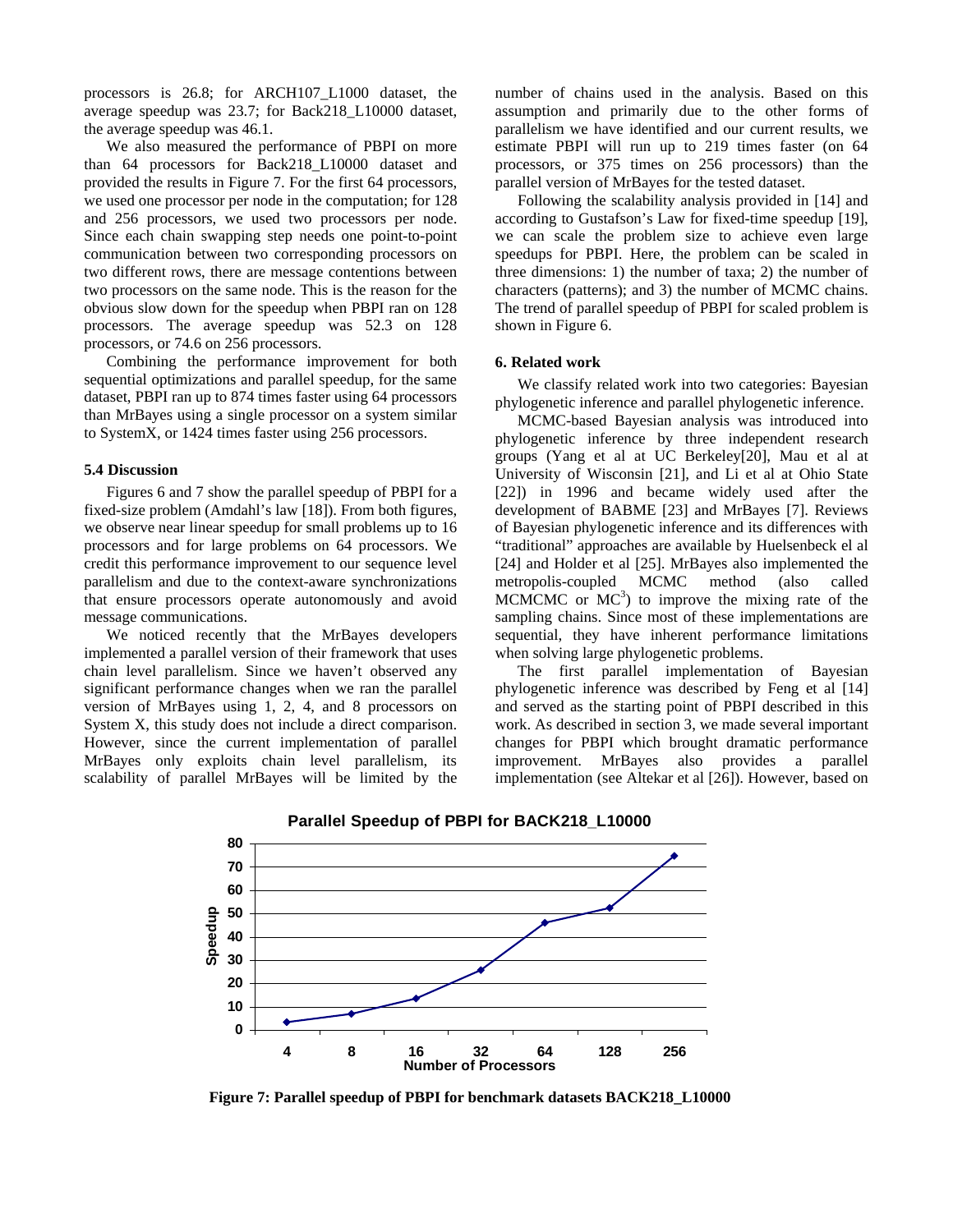processors is 26.8; for ARCH107_L1000 dataset, the average speedup was 23.7; for Back218_L10000 dataset, the average speedup was 46.1.

We also measured the performance of PBPI on more than 64 processors for Back218_L10000 dataset and provided the results in Figure 7. For the first 64 processors, we used one processor per node in the computation; for 128 and 256 processors, we used two processors per node. Since each chain swapping step needs one point-to-point communication between two corresponding processors on two different rows, there are message contentions between two processors on the same node. This is the reason for the obvious slow down for the speedup when PBPI ran on 128 processors. The average speedup was 52.3 on 128 processors, or 74.6 on 256 processors.

Combining the performance improvement for both sequential optimizations and parallel speedup, for the same dataset, PBPI ran up to 874 times faster using 64 processors than MrBayes using a single processor on a system similar to SystemX, or 1424 times faster using 256 processors.

### 5.4 Discussion

Figures 6 and 7 show the parallel speedup of PBPI for a fixed-size problem (Amdahl's law [18]). From both figures, we observe near linear speedup for small problems up to 16 processors and for large problems on 64 processors. We credit this performance improvement to our sequence level parallelism and due to the context-aware synchronizations that ensure processors operate autonomously and avoid message communications.

We noticed recently that the MrBayes developers implemented a parallel version of their framework that uses chain level parallelism. Since we haven't observed any significant performance changes when we ran the parallel version of MrBayes using 1, 2, 4, and 8 processors on System X, this study does not include a direct comparison. However, since the current implementation of parallel MrBayes only exploits chain level parallelism, its scalability of parallel MrBayes will be limited by the number of chains used in the analysis. Based on this assumption and primarily due to the other forms of parallelism we have identified and our current results, we estimate PBPI will run up to 219 times faster (on 64 processors, or 375 times on 256 processors) than the parallel version of MrBayes for the tested dataset.

Following the scalability analysis provided in [14] and according to Gustafson's Law for fixed-time speedup [19], we can scale the problem size to achieve even large speedups for PBPI. Here, the problem can be scaled in three dimensions: 1) the number of taxa; 2) the number of characters (patterns); and 3) the number of MCMC chains. The trend of parallel speedup of PBPI for scaled problem is shown in Figure 6.

### 6. Related work

We classify related work into two categories: Bayesian phylogenetic inference and parallel phylogenetic inference.

MCMC-based Bayesian analysis was introduced into phylogenetic inference by three independent research groups (Yang et al at UC Berkeley[20], Mau et al at University of Wisconsin [21], and Li et al at Ohio State [22]) in 1996 and became widely used after the development of BABME [23] and MrBayes [7]. Reviews of Bayesian phylogenetic inference and its differences with "traditional" approaches are available by Huelsenbeck el al [24] and Holder et al [25]. MrBayes also implemented the metropolis-coupled MCMC method (also called MCMCMC or $MC^3$) to improve the mixing rate of the sampling chains. Since most of these implementations are sequential, they have inherent performance limitations when solving large phylogenetic problems.

The first parallel implementation of Bayesian phylogenetic inference was described by Feng et al [14] and served as the starting point of PBPI described in this work. As described in section 3, we made several important changes for PBPI which brought dramatic performance improvement. MrBayes also provides a parallel implementation (see Altekar et al [26]). However, based on

Parallel Speedup of PBPI for BACK218_L10000

Speedup

80
70
60
50
40
30
20
10
0

4 8 16 32 64 128 256

Number of Processors

**Figure 7: Parallel speedup of PBPI for benchmark datasets BACK218_L10000**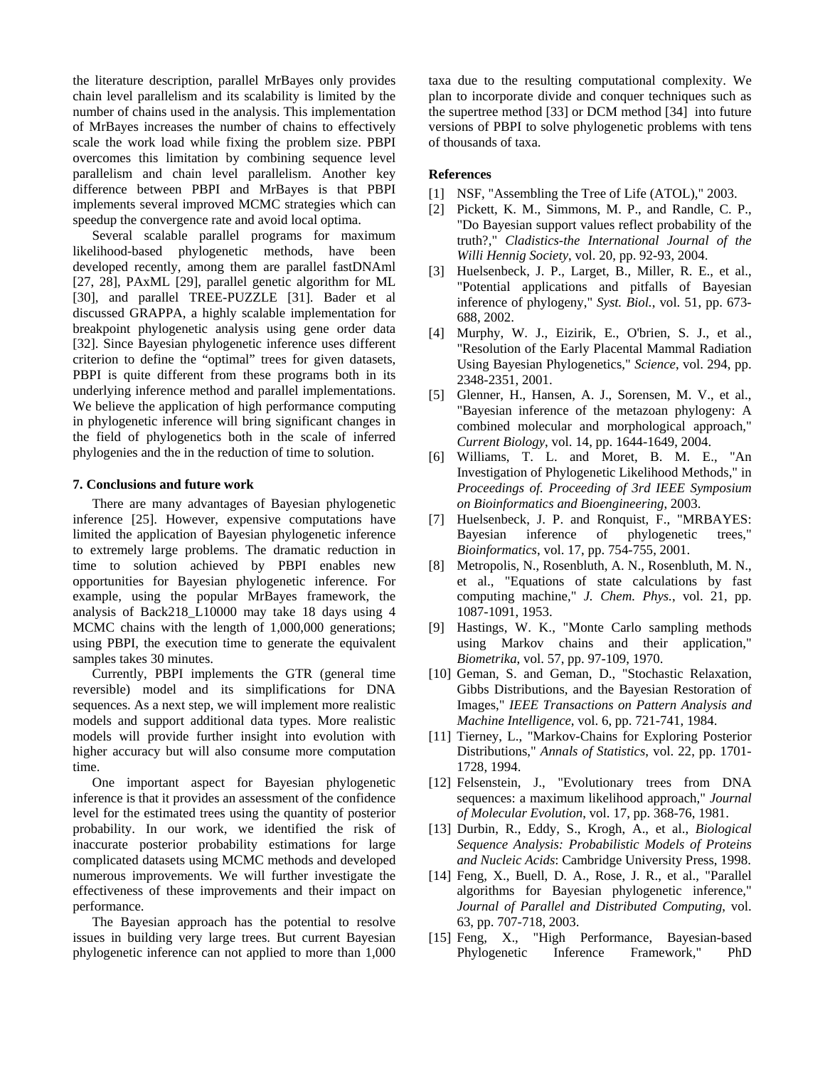the literature description, parallel MrBayes only provides chain level parallelism and its scalability is limited by the number of chains used in the analysis. This implementation of MrBayes increases the number of chains to effectively scale the work load while fixing the problem size. PBPI overcomes this limitation by combining sequence level parallelism and chain level parallelism. Another key difference between PBPI and MrBayes is that PBPI implements several improved MCMC strategies which can speedup the convergence rate and avoid local optima.

Several scalable parallel programs for maximum likelihood-based phylogenetic methods, have been developed recently, among them are parallel fastDNAml [27, 28], PAxML [29], parallel genetic algorithm for ML [30], and parallel TREE-PUZZLE [31]. Bader et al discussed GRAPPA, a highly scalable implementation for breakpoint phylogenetic analysis using gene order data [32]. Since Bayesian phylogenetic inference uses different criterion to define the "optimal" trees for given datasets, PBPI is quite different from these programs both in its underlying inference method and parallel implementations. We believe the application of high performance computing in phylogenetic inference will bring significant changes in the field of phylogenetics both in the scale of inferred phylogenies and the in the reduction of time to solution.

## 7. Conclusions and future work

There are many advantages of Bayesian phylogenetic inference [25]. However, expensive computations have limited the application of Bayesian phylogenetic inference to extremely large problems. The dramatic reduction in time to solution achieved by PBPI enables new opportunities for Bayesian phylogenetic inference. For example, using the popular MrBayes framework, the analysis of Back218_L10000 may take 18 days using 4 MCMC chains with the length of 1,000,000 generations; using PBPI, the execution time to generate the equivalent samples takes 30 minutes.

Currently, PBPI implements the GTR (general time reversible) model and its simplifications for DNA sequences. As a next step, we will implement more realistic models and support additional data types. More realistic models will provide further insight into evolution with higher accuracy but will also consume more computation time.

One important aspect for Bayesian phylogenetic inference is that it provides an assessment of the confidence level for the estimated trees using the quantity of posterior probability. In our work, we identified the risk of inaccurate posterior probability estimations for large complicated datasets using MCMC methods and developed numerous improvements. We will further investigate the effectiveness of these improvements and their impact on performance.

The Bayesian approach has the potential to resolve issues in building very large trees. But current Bayesian phylogenetic inference can not applied to more than 1,000 taxa due to the resulting computational complexity. We plan to incorporate divide and conquer techniques such as the supertree method [33] or DCM method [34] into future versions of PBPI to solve phylogenetic problems with tens of thousands of taxa.

## References

[1] NSF, "Assembling the Tree of Life (ATOL)," 2003.

[2] Pickett, K. M., Simmons, M. P., and Randle, C. P., "Do Bayesian support values reflect probability of the truth?," *Cladistics-the International Journal of the Willi Hennig Society*, vol. 20, pp. 92-93, 2004.

[3] Huelsenbeck, J. P., Larget, B., Miller, R. E., et al., "Potential applications and pitfalls of Bayesian inference of phylogeny," *Syst. Biol.*, vol. 51, pp. 673-688, 2002.

[4] Murphy, W. J., Eizirik, E., O'brien, S. J., et al., "Resolution of the Early Placental Mammal Radiation Using Bayesian Phylogenetics," *Science*, vol. 294, pp. 2348-2351, 2001.

[5] Glenner, H., Hansen, A. J., Sorensen, M. V., et al., "Bayesian inference of the metazoan phylogeny: A combined molecular and morphological approach," *Current Biology*, vol. 14, pp. 1644-1649, 2004.

[6] Williams, T. L. and Moret, B. M. E., "An Investigation of Phylogenetic Likelihood Methods," in *Proceedings of. Proceeding of 3rd IEEE Symposium on Bioinformatics and Bioengineering*, 2003.

[7] Huelsenbeck, J. P. and Ronquist, F., "MRBAYES: Bayesian inference of phylogenetic trees," *Bioinformatics*, vol. 17, pp. 754-755, 2001.

[8] Metropolis, N., Rosenbluth, A. N., Rosenbluth, M. N., et al., "Equations of state calculations by fast computing machine," *J. Chem. Phys.*, vol. 21, pp. 1087-1091, 1953.

[9] Hastings, W. K., "Monte Carlo sampling methods using Markov chains and their application," *Biometrika*, vol. 57, pp. 97-109, 1970.

[10] Geman, S. and Geman, D., "Stochastic Relaxation, Gibbs Distributions, and the Bayesian Restoration of Images," *IEEE Transactions on Pattern Analysis and Machine Intelligence*, vol. 6, pp. 721-741, 1984.

[11] Tierney, L., "Markov-Chains for Exploring Posterior Distributions," *Annals of Statistics*, vol. 22, pp. 1701-1728, 1994.

[12] Felsenstein, J., "Evolutionary trees from DNA sequences: a maximum likelihood approach," *Journal of Molecular Evolution*, vol. 17, pp. 368-76, 1981.

[13] Durbin, R., Eddy, S., Krogh, A., et al., *Biological Sequence Analysis: Probabilistic Models of Proteins and Nucleic Acids*: Cambridge University Press, 1998.

[14] Feng, X., Buell, D. A., Rose, J. R., et al., "Parallel algorithms for Bayesian phylogenetic inference," *Journal of Parallel and Distributed Computing*, vol. 63, pp. 707-718, 2003.

[15] Feng, X., "High Performance, Bayesian-based Phylogenetic Inference Framework," PhD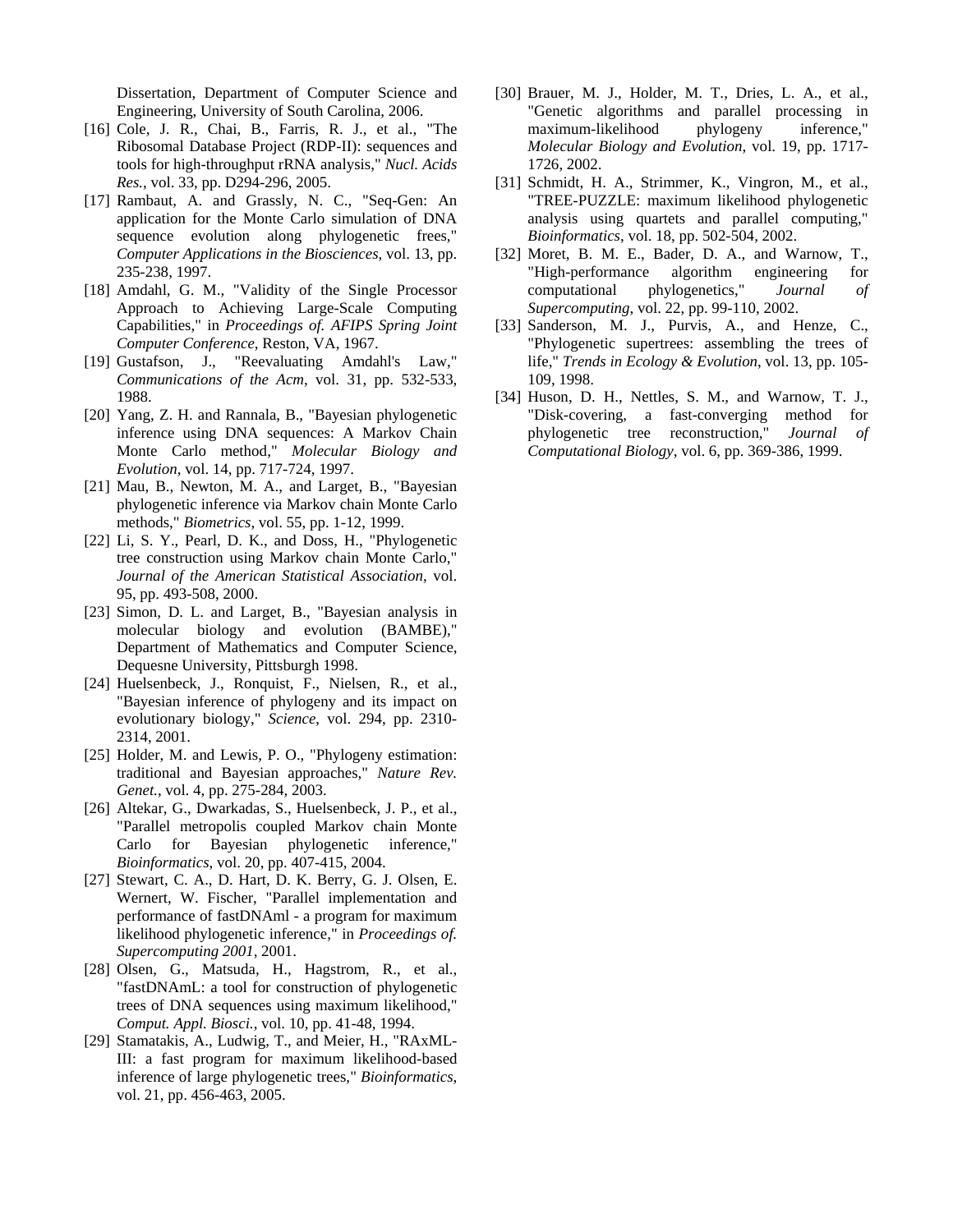Dissertation, Department of Computer Science and Engineering, University of South Carolina, 2006.

[16] Cole, J. R., Chai, B., Farris, R. J., et al., "The Ribosomal Database Project (RDP-II): sequences and tools for high-throughput rRNA analysis," *Nucl. Acids Res.*, vol. 33, pp. D294-296, 2005.

[17] Rambaut, A. and Grassly, N. C., "Seq-Gen: An application for the Monte Carlo simulation of DNA sequence evolution along phylogenetic frees," *Computer Applications in the Biosciences*, vol. 13, pp. 235-238, 1997.

[18] Amdahl, G. M., "Validity of the Single Processor Approach to Achieving Large-Scale Computing Capabilities," in *Proceedings of. AFIPS Spring Joint Computer Conference*, Reston, VA, 1967.

[19] Gustafson, J., "Reevaluating Amdahl's Law," *Communications of the Acm*, vol. 31, pp. 532-533, 1988.

[20] Yang, Z. H. and Rannala, B., "Bayesian phylogenetic inference using DNA sequences: A Markov Chain Monte Carlo method," *Molecular Biology and Evolution*, vol. 14, pp. 717-724, 1997.

[21] Mau, B., Newton, M. A., and Larget, B., "Bayesian phylogenetic inference via Markov chain Monte Carlo methods," *Biometrics*, vol. 55, pp. 1-12, 1999.

[22] Li, S. Y., Pearl, D. K., and Doss, H., "Phylogenetic tree construction using Markov chain Monte Carlo," *Journal of the American Statistical Association*, vol. 95, pp. 493-508, 2000.

[23] Simon, D. L. and Larget, B., "Bayesian analysis in molecular biology and evolution (BAMBE)," Department of Mathematics and Computer Science, Dequesne University, Pittsburgh 1998.

[24] Huelsenbeck, J., Ronquist, F., Nielsen, R., et al., "Bayesian inference of phylogeny and its impact on evolutionary biology," *Science*, vol. 294, pp. 2310-2314, 2001.

[25] Holder, M. and Lewis, P. O., "Phylogeny estimation: traditional and Bayesian approaches," *Nature Rev. Genet.*, vol. 4, pp. 275-284, 2003.

[26] Altekar, G., Dwarkadas, S., Huelsenbeck, J. P., et al., "Parallel metropolis coupled Markov chain Monte Carlo for Bayesian phylogenetic inference," *Bioinformatics*, vol. 20, pp. 407-415, 2004.

[27] Stewart, C. A., D. Hart, D. K. Berry, G. J. Olsen, E. Wernert, W. Fischer, "Parallel implementation and performance of fastDNAml - a program for maximum likelihood phylogenetic inference," in *Proceedings of. Supercomputing 2001*, 2001.

[28] Olsen, G., Matsuda, H., Hagstrom, R., et al., "fastDNAmL: a tool for construction of phylogenetic trees of DNA sequences using maximum likelihood," *Comput. Appl. Biosci.*, vol. 10, pp. 41-48, 1994.

[29] Stamatakis, A., Ludwig, T., and Meier, H., "RAxML-III: a fast program for maximum likelihood-based inference of large phylogenetic trees," *Bioinformatics*, vol. 21, pp. 456-463, 2005.

[30] Brauer, M. J., Holder, M. T., Dries, L. A., et al., "Genetic algorithms and parallel processing in maximum-likelihood phylogeny inference," *Molecular Biology and Evolution*, vol. 19, pp. 1717-1726, 2002.

[31] Schmidt, H. A., Strimmer, K., Vingron, M., et al., "TREE-PUZZLE: maximum likelihood phylogenetic analysis using quartets and parallel computing," *Bioinformatics*, vol. 18, pp. 502-504, 2002.

[32] Moret, B. M. E., Bader, D. A., and Warnow, T., "High-performance algorithm engineering for computational phylogenetics," *Journal of Supercomputing*, vol. 22, pp. 99-110, 2002.

[33] Sanderson, M. J., Purvis, A., and Henze, C., "Phylogenetic supertrees: assembling the trees of life," *Trends in Ecology & Evolution*, vol. 13, pp. 105-109, 1998.

[34] Huson, D. H., Nettles, S. M., and Warnow, T. J., "Disk-covering, a fast-converging method for phylogenetic tree reconstruction," *Journal of Computational Biology*, vol. 6, pp. 369-386, 1999.